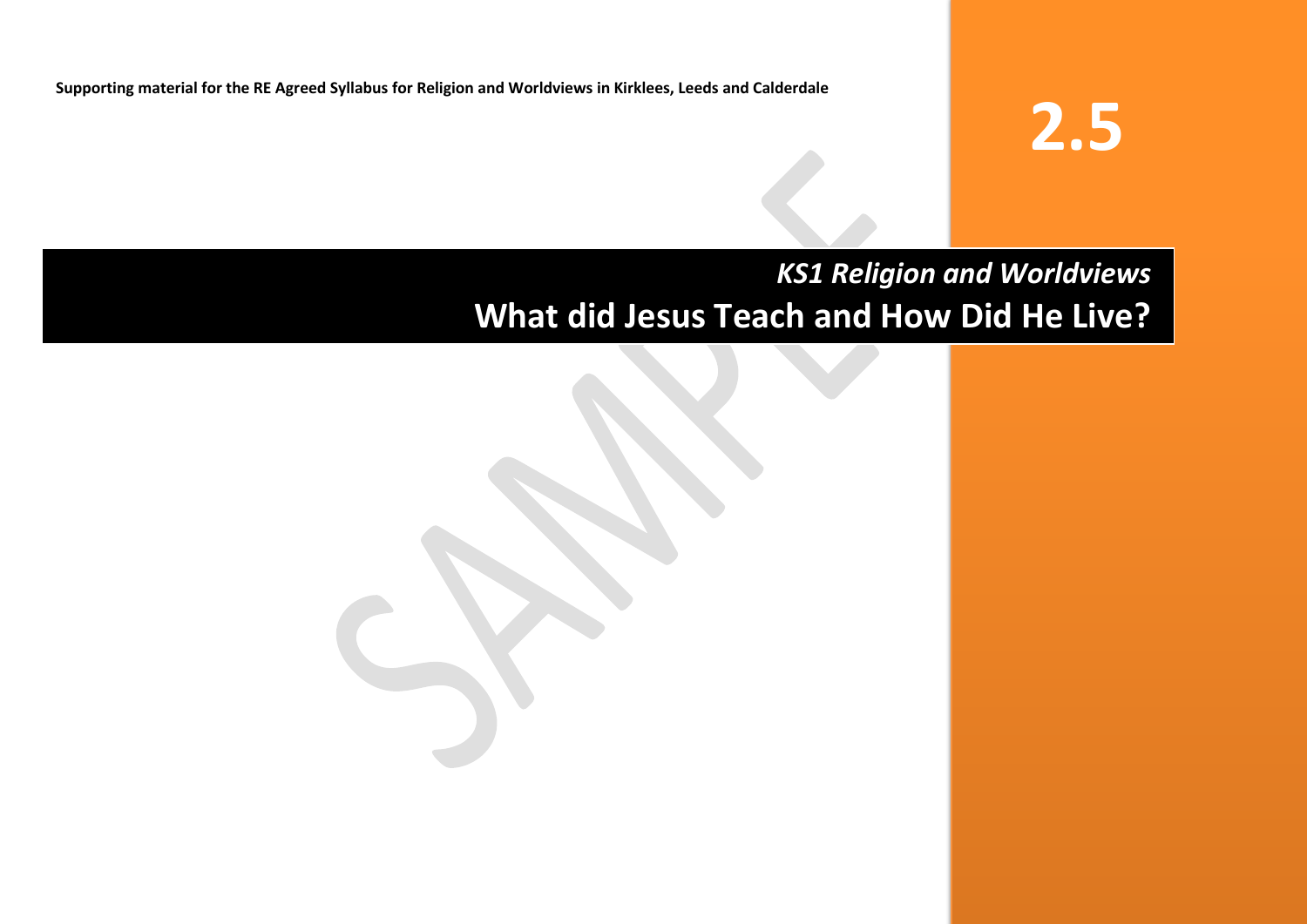Supporting material for the RE Agreed Syllabus for Religion and Worldviews in Kirklees, Leeds and Calderdale

# 2.5

*KS1 Religion and Worldviews*

# What did Jesus Teach and How Did He Live?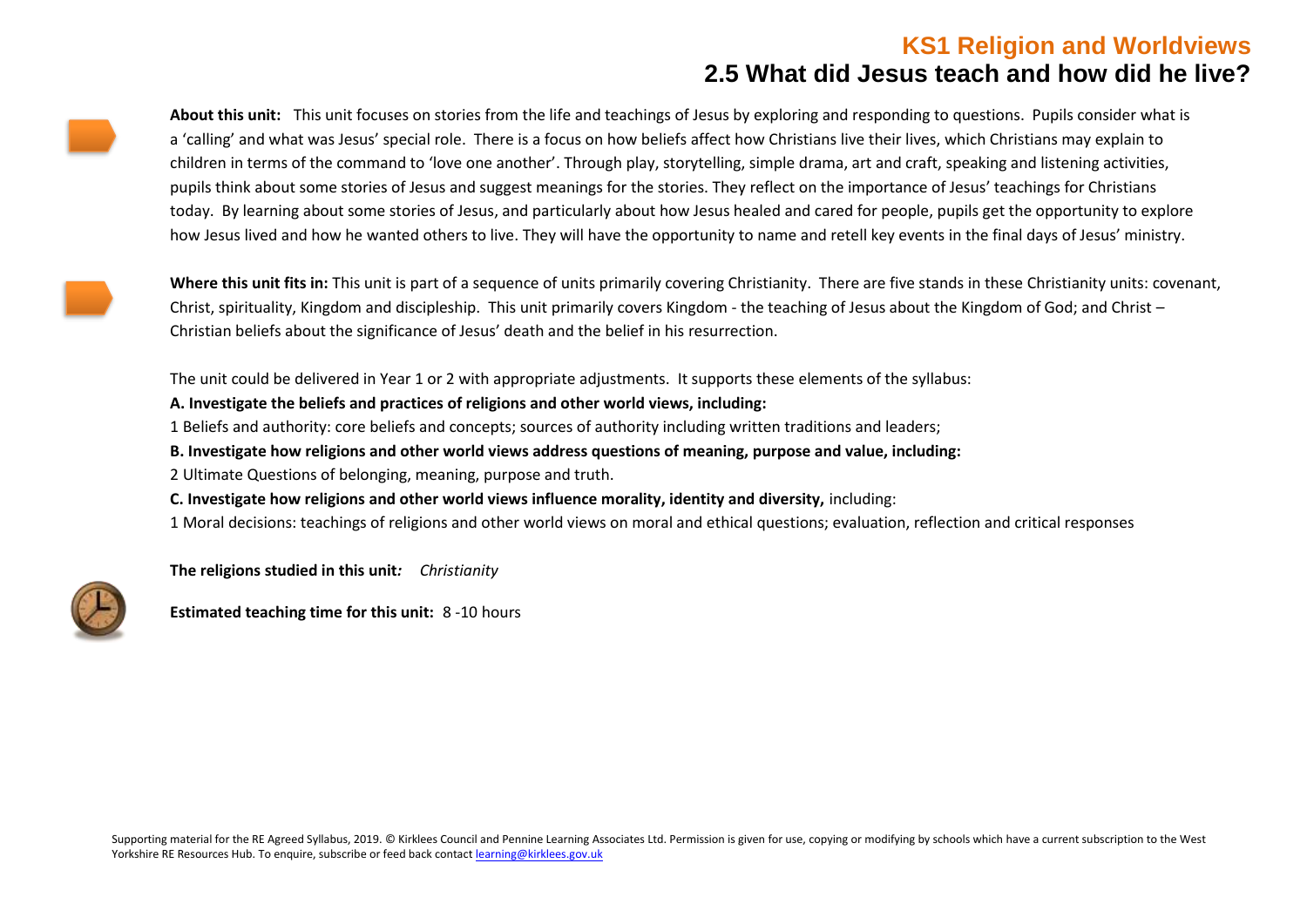# KS1 Religion and Worldviews

## 2.5 What did Jesus teach and how did he live?

**About this unit:** This unit focuses on stories from the life and teachings of Jesus by exploring and responding to questions. Pupils consider what is a 'calling' and what was Jesus' special role. There is a focus on how beliefs affect how Christians live their lives, which Christians may explain to children in terms of the command to 'love one another'. Through play, storytelling, simple drama, art and craft, speaking and listening activities, pupils think about some stories of Jesus and suggest meanings for the stories. They reflect on the importance of Jesus' teachings for Christians today. By learning about some stories of Jesus, and particularly about how Jesus healed and cared for people, pupils get the opportunity to explore how Jesus lived and how he wanted others to live. They will have the opportunity to name and retell key events in the final days of Jesus' ministry.

**Where this unit fits in:** This unit is part of a sequence of units primarily covering Christianity. There are five stands in these Christianity units: covenant, Christ, spirituality, Kingdom and discipleship. This unit primarily covers Kingdom - the teaching of Jesus about the Kingdom of God; and Christ – Christian beliefs about the significance of Jesus' death and the belief in his resurrection.

The unit could be delivered in Year 1 or 2 with appropriate adjustments. It supports these elements of the syllabus:

**A. Investigate the beliefs and practices of religions and other world views, including:**

1 Beliefs and authority: core beliefs and concepts; sources of authority including written traditions and leaders;

**B. Investigate how religions and other world views address questions of meaning, purpose and value, including:**

2 Ultimate Questions of belonging, meaning, purpose and truth.

**C. Investigate how religions and other world views influence morality, identity and diversity,** including:

1 Moral decisions: teachings of religions and other world views on moral and ethical questions; evaluation, reflection and critical responses

**The religions studied in this unit***:* *Christianity*

**Estimated teaching time for this unit:** 8 -10 hours

Supporting material for the RE Agreed Syllabus, 2019. © Kirklees Council and Pennine Learning Associates Ltd. Permission is given for use, copying or modifying by schools which have a current subscription to the West Yorkshire RE Resources Hub. To enquire, subscribe or feed back contact learning@kirklees.gov.uk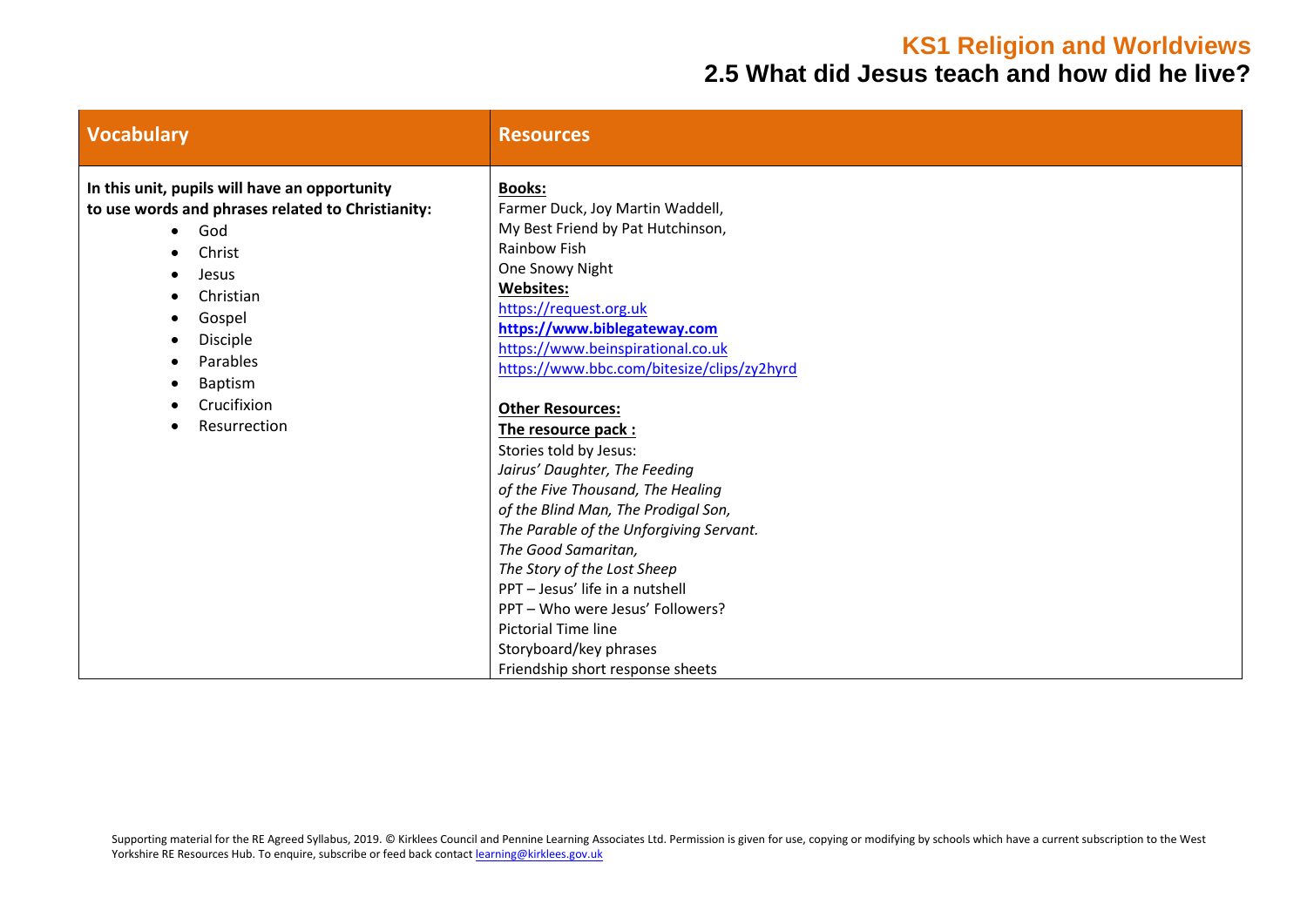# KS1 Religion and Worldviews
## 2.5 What did Jesus teach and how did he live?

| Vocabulary | Resources |
|---|---|
| **In this unit, pupils will have an opportunity to use words and phrases related to Christianity:**<br>• God<br>• Christ<br>• Jesus<br>• Christian<br>• Gospel<br>• Disciple<br>• Parables<br>• Baptism<br>• Crucifixion<br>• Resurrection | **Books:**<br>Farmer Duck, Joy Martin Waddell,<br>My Best Friend by Pat Hutchinson,<br>Rainbow Fish<br>One Snowy Night<br>**Websites:**<br>https://request.org.uk<br>**https://www.biblegateway.com**<br>https://www.beinspirational.co.uk<br>https://www.bbc.com/bitesize/clips/zy2hyrd<br><br>**Other Resources:**<br>**The resource pack :**<br>Stories told by Jesus:<br>*Jairus' Daughter, The Feeding of the Five Thousand, The Healing of the Blind Man, The Prodigal Son, The Parable of the Unforgiving Servant. The Good Samaritan, The Story of the Lost Sheep*<br>PPT – Jesus' life in a nutshell<br>PPT – Who were Jesus' Followers?<br>Pictorial Time line<br>Storyboard/key phrases<br>Friendship short response sheets |

Supporting material for the RE Agreed Syllabus, 2019. © Kirklees Council and Pennine Learning Associates Ltd. Permission is given for use, copying or modifying by schools which have a current subscription to the West Yorkshire RE Resources Hub. To enquire, subscribe or feed back contact learning@kirklees.gov.uk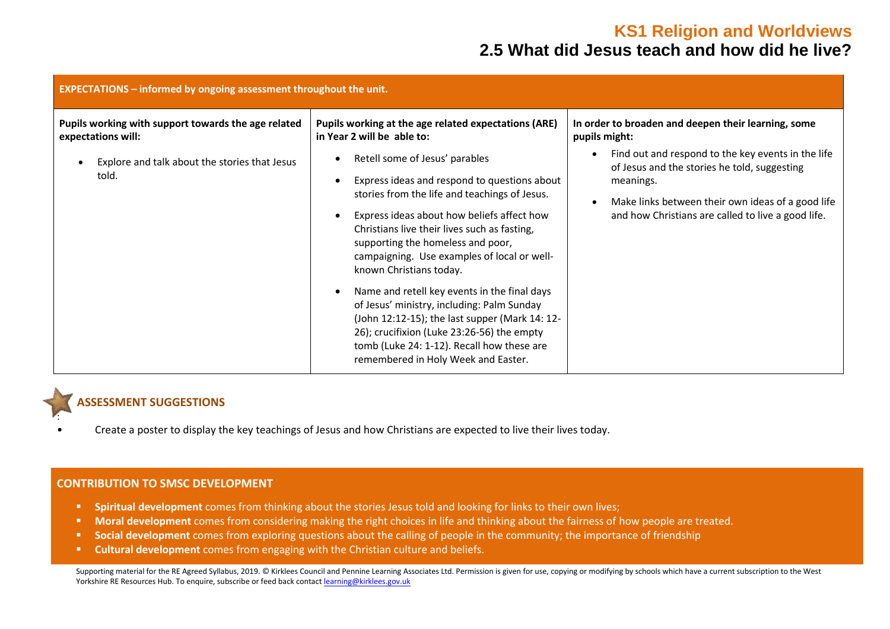# KS1 Religion and Worldviews
## 2.5 What did Jesus teach and how did he live?

| EXPECTATIONS – informed by ongoing assessment throughout the unit. | | |
|---|---|---|
| **Pupils working with support towards the age related expectations will:**<br><br>• Explore and talk about the stories that Jesus told. | **Pupils working at the age related expectations (ARE) in Year 2 will be able to:**<br><br>• Retell some of Jesus' parables<br>• Express ideas and respond to questions about stories from the life and teachings of Jesus.<br>• Express ideas about how beliefs affect how Christians live their lives such as fasting, supporting the homeless and poor, campaigning. Use examples of local or well-known Christians today.<br>• Name and retell key events in the final days of Jesus' ministry, including: Palm Sunday (John 12:12-15); the last supper (Mark 14: 12-26); crucifixion (Luke 23:26-56) the empty tomb (Luke 24: 1-12). Recall how these are remembered in Holy Week and Easter. | **In order to broaden and deepen their learning, some pupils might:**<br><br>• Find out and respond to the key events in the life of Jesus and the stories he told, suggesting meanings.<br>• Make links between their own ideas of a good life and how Christians are called to live a good life. |

### ASSESSMENT SUGGESTIONS

- Create a poster to display the key teachings of Jesus and how Christians are expected to live their lives today.

### CONTRIBUTION TO SMSC DEVELOPMENT

- **Spiritual development** comes from thinking about the stories Jesus told and looking for links to their own lives;
- **Moral development** comes from considering making the right choices in life and thinking about the fairness of how people are treated.
- **Social development** comes from exploring questions about the calling of people in the community; the importance of friendship
- **Cultural development** comes from engaging with the Christian culture and beliefs.

Supporting material for the RE Agreed Syllabus, 2019. © Kirklees Council and Pennine Learning Associates Ltd. Permission is given for use, copying or modifying by schools which have a current subscription to the West Yorkshire RE Resources Hub. To enquire, subscribe or feed back contact learning@kirklees.gov.uk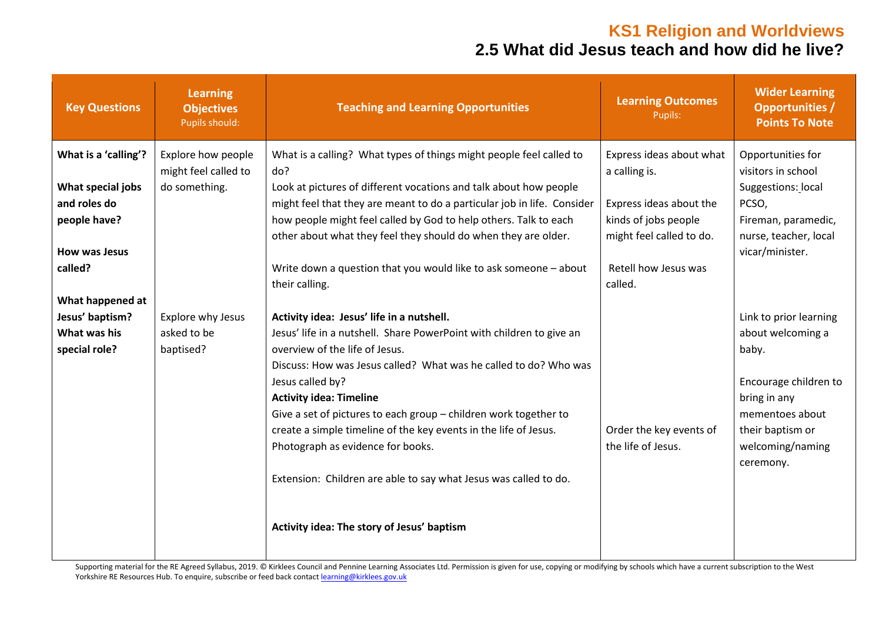# KS1 Religion and Worldviews
## 2.5 What did Jesus teach and how did he live?

| Key Questions | Learning Objectives<br>Pupils should: | Teaching and Learning Opportunities | Learning Outcomes<br>Pupils: | Wider Learning Opportunities / Points To Note |
|---|---|---|---|---|
| **What is a 'calling'?**<br><br>**What special jobs and roles do people have?**<br><br>**How was Jesus called?** | Explore how people might feel called to do something. | What is a calling? What types of things might people feel called to do?<br>Look at pictures of different vocations and talk about how people might feel that they are meant to do a particular job in life. Consider how people might feel called by God to help others. Talk to each other about what they feel they should do when they are older.<br><br>Write down a question that you would like to ask someone – about their calling. | Express ideas about what a calling is.<br><br>Express ideas about the kinds of jobs people might feel called to do.<br><br>Retell how Jesus was called. | Opportunities for visitors in school Suggestions: local PCSO,<br>Fireman, paramedic, nurse, teacher, local vicar/minister. |
| **What happened at Jesus' baptism? What was his special role?** | Explore why Jesus asked to be baptised? | **Activity idea: Jesus' life in a nutshell.**<br>Jesus' life in a nutshell. Share PowerPoint with children to give an overview of the life of Jesus.<br>Discuss: How was Jesus called? What was he called to do? Who was Jesus called by?<br>**Activity idea: Timeline**<br>Give a set of pictures to each group – children work together to create a simple timeline of the key events in the life of Jesus. Photograph as evidence for books.<br><br>Extension: Children are able to say what Jesus was called to do.<br><br>**Activity idea: The story of Jesus' baptism** | Order the key events of the life of Jesus. | Link to prior learning about welcoming a baby.<br><br>Encourage children to bring in any mementoes about their baptism or welcoming/naming ceremony. |

Supporting material for the RE Agreed Syllabus, 2019. © Kirklees Council and Pennine Learning Associates Ltd. Permission is given for use, copying or modifying by schools which have a current subscription to the West Yorkshire RE Resources Hub. To enquire, subscribe or feed back contact learning@kirklees.gov.uk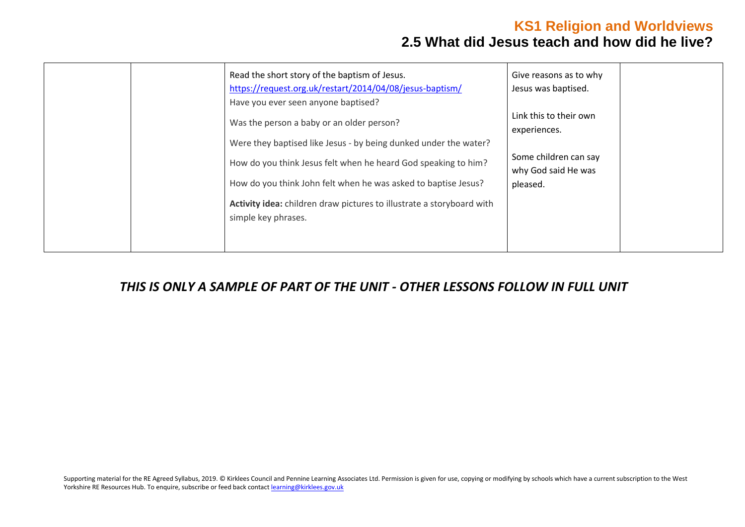| | | | | |
|---|---|---|---|---|
| | | Read the short story of the baptism of Jesus.<br>https://request.org.uk/restart/2014/04/08/jesus-baptism/<br>Have you ever seen anyone baptised?<br>Was the person a baby or an older person?<br>Were they baptised like Jesus - by being dunked under the water?<br>How do you think Jesus felt when he heard God speaking to him?<br>How do you think John felt when he was asked to baptise Jesus?<br>**Activity idea:** children draw pictures to illustrate a storyboard with simple key phrases. | Give reasons as to why Jesus was baptised.<br><br>Link this to their own experiences.<br><br>Some children can say why God said He was pleased. | |

***THIS IS ONLY A SAMPLE OF PART OF THE UNIT - OTHER LESSONS FOLLOW IN FULL UNIT***